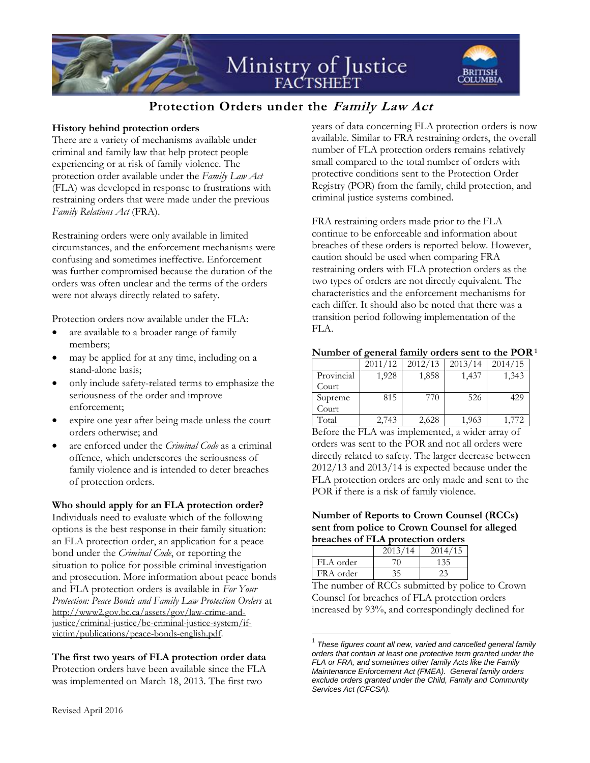# Ministry of Justice FACTSHEET

## Protection Orders under the *Family Law Act*

**History behind protection orders**

There are a variety of mechanisms available under criminal and family law that help protect people experiencing or at risk of family violence. The protection order available under the *Family Law Act* (FLA) was developed in response to frustrations with restraining orders that were made under the previous *Family Relations Act* (FRA).

Restraining orders were only available in limited circumstances, and the enforcement mechanisms were confusing and sometimes ineffective. Enforcement was further compromised because the duration of the orders was often unclear and the terms of the orders were not always directly related to safety.

Protection orders now available under the FLA:

- are available to a broader range of family members;
- may be applied for at any time, including on a stand-alone basis;
- only include safety-related terms to emphasize the seriousness of the order and improve enforcement;
- expire one year after being made unless the court orders otherwise; and
- are enforced under the *Criminal Code* as a criminal offence, which underscores the seriousness of family violence and is intended to deter breaches of protection orders.

**Who should apply for an FLA protection order?**

Individuals need to evaluate which of the following options is the best response in their family situation: an FLA protection order, an application for a peace bond under the *Criminal Code*, or reporting the situation to police for possible criminal investigation and prosecution. More information about peace bonds and FLA protection orders is available in *For Your Protection: Peace Bonds and Family Law Protection Orders* at http://www2.gov.bc.ca/assets/gov/law-crime-and-justice/criminal-justice/bc-criminal-justice-system/if-victim/publications/peace-bonds-english.pdf.

**The first two years of FLA protection order data**

Protection orders have been available since the FLA was implemented on March 18, 2013. The first two years of data concerning FLA protection orders is now available. Similar to FRA restraining orders, the overall number of FLA protection orders remains relatively small compared to the total number of orders with protective conditions sent to the Protection Order Registry (POR) from the family, child protection, and criminal justice systems combined.

FRA restraining orders made prior to the FLA continue to be enforceable and information about breaches of these orders is reported below. However, caution should be used when comparing FRA restraining orders with FLA protection orders as the two types of orders are not directly equivalent. The characteristics and the enforcement mechanisms for each differ. It should also be noted that there was a transition period following implementation of the FLA.

**Number of general family orders sent to the POR**[1]

| | 2011/12 | 2012/13 | 2013/14 | 2014/15 |
|---|---|---|---|---|
| Provincial Court | 1,928 | 1,858 | 1,437 | 1,343 |
| Supreme Court | 815 | 770 | 526 | 429 |
| Total | 2,743 | 2,628 | 1,963 | 1,772 |

Before the FLA was implemented, a wider array of orders was sent to the POR and not all orders were directly related to safety. The larger decrease between 2012/13 and 2013/14 is expected because under the FLA protection orders are only made and sent to the POR if there is a risk of family violence.

**Number of Reports to Crown Counsel (RCCs) sent from police to Crown Counsel for alleged breaches of FLA protection orders**

| | 2013/14 | 2014/15 |
|---|---|---|
| FLA order | 70 | 135 |
| FRA order | 35 | 23 |

The number of RCCs submitted by police to Crown Counsel for breaches of FLA protection orders increased by 93%, and correspondingly declined for

[1] *These figures count all new, varied and cancelled general family orders that contain at least one protective term granted under the FLA or FRA, and sometimes other family Acts like the Family Maintenance Enforcement Act (FMEA). General family orders exclude orders granted under the Child, Family and Community Services Act (CFCSA).*

Revised April 2016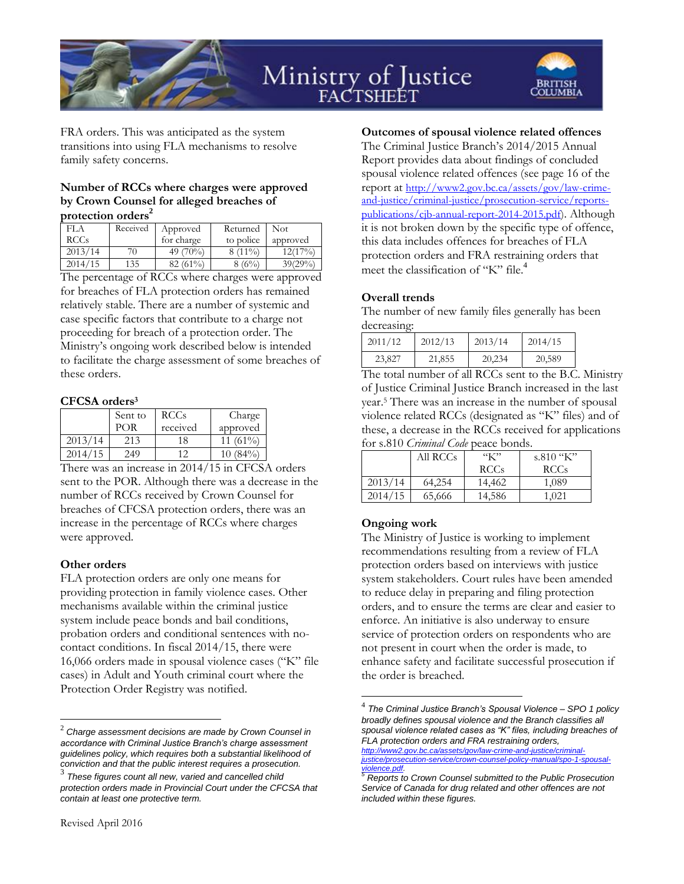FRA orders. This was anticipated as the system transitions into using FLA mechanisms to resolve family safety concerns.

### Number of RCCs where charges were approved by Crown Counsel for alleged breaches of protection orders[2]

| FLA RCCs | Received | Approved for charge | Returned to police | Not approved |
|---|---|---|---|---|
| 2013/14 | 70 | 49 (70%) | 8 (11%) | 12(17%) |
| 2014/15 | 135 | 82 (61%) | 8 (6%) | 39(29%) |

The percentage of RCCs where charges were approved for breaches of FLA protection orders has remained relatively stable. There are a number of systemic and case specific factors that contribute to a charge not proceeding for breach of a protection order. The Ministry's ongoing work described below is intended to facilitate the charge assessment of some breaches of these orders.

### CFCSA orders[3]

| | Sent to POR | RCCs received | Charge approved |
|---|---|---|---|
| 2013/14 | 213 | 18 | 11 (61%) |
| 2014/15 | 249 | 12 | 10 (84%) |

There was an increase in 2014/15 in CFCSA orders sent to the POR. Although there was a decrease in the number of RCCs received by Crown Counsel for breaches of CFCSA protection orders, there was an increase in the percentage of RCCs where charges were approved.

### Other orders

FLA protection orders are only one means for providing protection in family violence cases. Other mechanisms available within the criminal justice system include peace bonds and bail conditions, probation orders and conditional sentences with no-contact conditions. In fiscal 2014/15, there were 16,066 orders made in spousal violence cases ("K" file cases) in Adult and Youth criminal court where the Protection Order Registry was notified.

### Outcomes of spousal violence related offences

The Criminal Justice Branch's 2014/2015 Annual Report provides data about findings of concluded spousal violence related offences (see page 16 of the report at http://www2.gov.bc.ca/assets/gov/law-crime-and-justice/criminal-justice/prosecution-service/reports-publications/cjb-annual-report-2014-2015.pdf). Although it is not broken down by the specific type of offence, this data includes offences for breaches of FLA protection orders and FRA restraining orders that meet the classification of "K" file.[4]

### Overall trends

The number of new family files generally has been decreasing:

| 2011/12 | 2012/13 | 2013/14 | 2014/15 |
|---|---|---|---|
| 23,827 | 21,855 | 20,234 | 20,589 |

The total number of all RCCs sent to the B.C. Ministry of Justice Criminal Justice Branch increased in the last year.[5] There was an increase in the number of spousal violence related RCCs (designated as "K" files) and of these, a decrease in the RCCs received for applications for s.810 *Criminal Code* peace bonds.

| | All RCCs | "K" RCCs | s.810 "K" RCCs |
|---|---|---|---|
| 2013/14 | 64,254 | 14,462 | 1,089 |
| 2014/15 | 65,666 | 14,586 | 1,021 |

### Ongoing work

The Ministry of Justice is working to implement recommendations resulting from a review of FLA protection orders based on interviews with justice system stakeholders. Court rules have been amended to reduce delay in preparing and filing protection orders, and to ensure the terms are clear and easier to enforce. An initiative is also underway to ensure service of protection orders on respondents who are not present in court when the order is made, to enhance safety and facilitate successful prosecution if the order is breached.

---

[2] *Charge assessment decisions are made by Crown Counsel in accordance with Criminal Justice Branch's charge assessment guidelines policy, which requires both a substantial likelihood of conviction and that the public interest requires a prosecution.*

[3] *These figures count all new, varied and cancelled child protection orders made in Provincial Court under the CFCSA that contain at least one protective term.*

[4] *The Criminal Justice Branch's Spousal Violence – SPO 1 policy broadly defines spousal violence and the Branch classifies all spousal violence related cases as "K" files, including breaches of FLA protection orders and FRA restraining orders,* http://www2.gov.bc.ca/assets/gov/law-crime-and-justice/criminal-justice/prosecution-service/crown-counsel-policy-manual/spo-1-spousal-violence.pdf.

[5] *Reports to Crown Counsel submitted to the Public Prosecution Service of Canada for drug related and other offences are not included within these figures.*

Revised April 2016